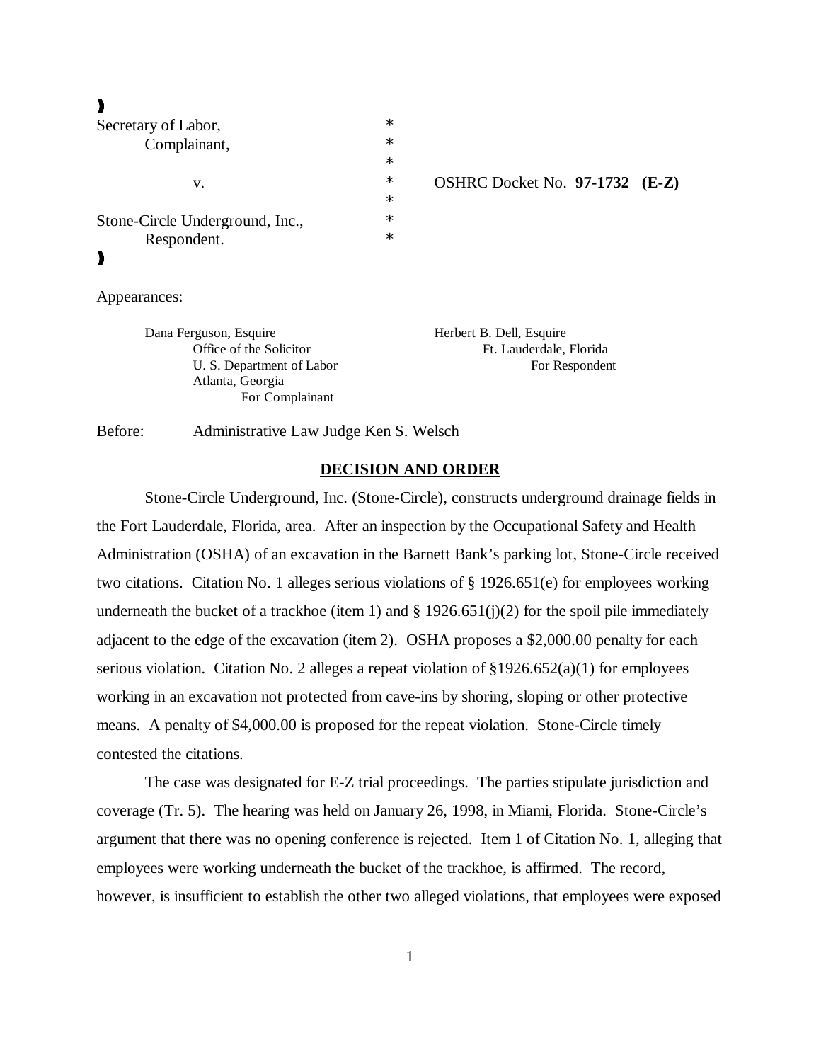| | | |
|---|---|---|
| Secretary of Labor, | * | |
| Complainant, | * | |
| | * | |
| v. | * | OSHRC Docket No. **97-1732 (E-Z)** |
| | * | |
| Stone-Circle Underground, Inc., | * | |
| Respondent. | * | |

Appearances:

| | |
|---|---|
| Dana Ferguson, Esquire<br>Office of the Solicitor<br>U. S. Department of Labor<br>Atlanta, Georgia<br>For Complainant | Herbert B. Dell, Esquire<br>Ft. Lauderdale, Florida<br>For Respondent |

Before: Administrative Law Judge Ken S. Welsch

## DECISION AND ORDER

Stone-Circle Underground, Inc. (Stone-Circle), constructs underground drainage fields in the Fort Lauderdale, Florida, area. After an inspection by the Occupational Safety and Health Administration (OSHA) of an excavation in the Barnett Bank's parking lot, Stone-Circle received two citations. Citation No. 1 alleges serious violations of § 1926.651(e) for employees working underneath the bucket of a trackhoe (item 1) and § 1926.651(j)(2) for the spoil pile immediately adjacent to the edge of the excavation (item 2). OSHA proposes a $2,000.00 penalty for each serious violation. Citation No. 2 alleges a repeat violation of §1926.652(a)(1) for employees working in an excavation not protected from cave-ins by shoring, sloping or other protective means. A penalty of $4,000.00 is proposed for the repeat violation. Stone-Circle timely contested the citations.

The case was designated for E-Z trial proceedings. The parties stipulate jurisdiction and coverage (Tr. 5). The hearing was held on January 26, 1998, in Miami, Florida. Stone-Circle's argument that there was no opening conference is rejected. Item 1 of Citation No. 1, alleging that employees were working underneath the bucket of the trackhoe, is affirmed. The record, however, is insufficient to establish the other two alleged violations, that employees were exposed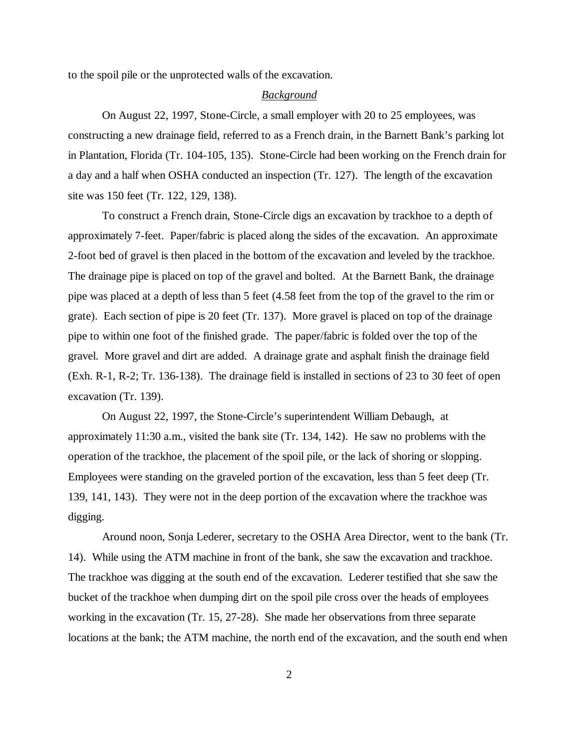to the spoil pile or the unprotected walls of the excavation.

*Background*

On August 22, 1997, Stone-Circle, a small employer with 20 to 25 employees, was constructing a new drainage field, referred to as a French drain, in the Barnett Bank's parking lot in Plantation, Florida (Tr. 104-105, 135). Stone-Circle had been working on the French drain for a day and a half when OSHA conducted an inspection (Tr. 127). The length of the excavation site was 150 feet (Tr. 122, 129, 138).

To construct a French drain, Stone-Circle digs an excavation by trackhoe to a depth of approximately 7-feet. Paper/fabric is placed along the sides of the excavation. An approximate 2-foot bed of gravel is then placed in the bottom of the excavation and leveled by the trackhoe. The drainage pipe is placed on top of the gravel and bolted. At the Barnett Bank, the drainage pipe was placed at a depth of less than 5 feet (4.58 feet from the top of the gravel to the rim or grate). Each section of pipe is 20 feet (Tr. 137). More gravel is placed on top of the drainage pipe to within one foot of the finished grade. The paper/fabric is folded over the top of the gravel. More gravel and dirt are added. A drainage grate and asphalt finish the drainage field (Exh. R-1, R-2; Tr. 136-138). The drainage field is installed in sections of 23 to 30 feet of open excavation (Tr. 139).

On August 22, 1997, the Stone-Circle's superintendent William Debaugh, at approximately 11:30 a.m., visited the bank site (Tr. 134, 142). He saw no problems with the operation of the trackhoe, the placement of the spoil pile, or the lack of shoring or slopping. Employees were standing on the graveled portion of the excavation, less than 5 feet deep (Tr. 139, 141, 143). They were not in the deep portion of the excavation where the trackhoe was digging.

Around noon, Sonja Lederer, secretary to the OSHA Area Director, went to the bank (Tr. 14). While using the ATM machine in front of the bank, she saw the excavation and trackhoe. The trackhoe was digging at the south end of the excavation. Lederer testified that she saw the bucket of the trackhoe when dumping dirt on the spoil pile cross over the heads of employees working in the excavation (Tr. 15, 27-28). She made her observations from three separate locations at the bank; the ATM machine, the north end of the excavation, and the south end when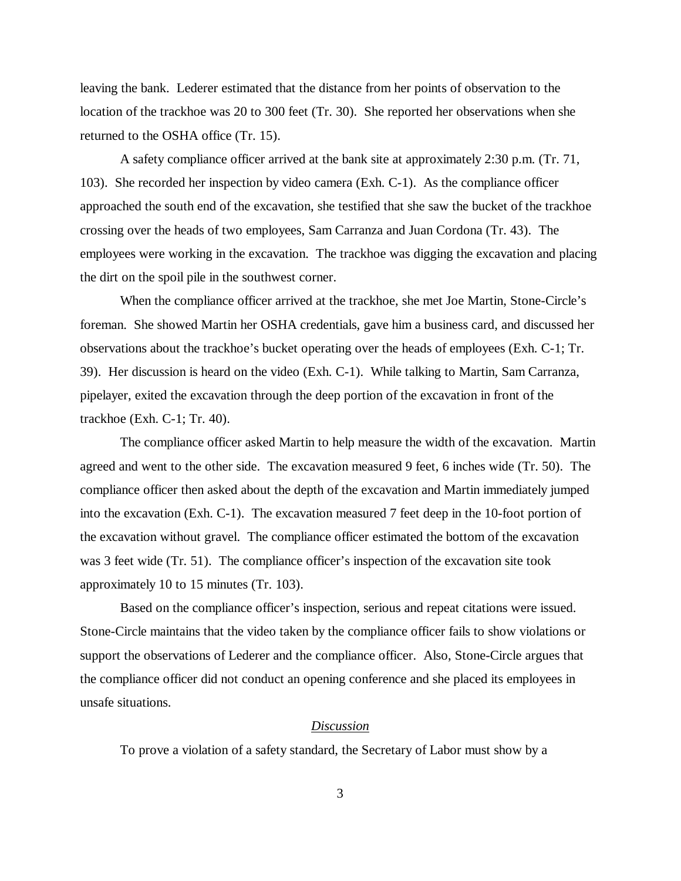leaving the bank. Lederer estimated that the distance from her points of observation to the location of the trackhoe was 20 to 300 feet (Tr. 30). She reported her observations when she returned to the OSHA office (Tr. 15).

A safety compliance officer arrived at the bank site at approximately 2:30 p.m. (Tr. 71, 103). She recorded her inspection by video camera (Exh. C-1). As the compliance officer approached the south end of the excavation, she testified that she saw the bucket of the trackhoe crossing over the heads of two employees, Sam Carranza and Juan Cordona (Tr. 43). The employees were working in the excavation. The trackhoe was digging the excavation and placing the dirt on the spoil pile in the southwest corner.

When the compliance officer arrived at the trackhoe, she met Joe Martin, Stone-Circle's foreman. She showed Martin her OSHA credentials, gave him a business card, and discussed her observations about the trackhoe's bucket operating over the heads of employees (Exh. C-1; Tr. 39). Her discussion is heard on the video (Exh. C-1). While talking to Martin, Sam Carranza, pipelayer, exited the excavation through the deep portion of the excavation in front of the trackhoe (Exh. C-1; Tr. 40).

The compliance officer asked Martin to help measure the width of the excavation. Martin agreed and went to the other side. The excavation measured 9 feet, 6 inches wide (Tr. 50). The compliance officer then asked about the depth of the excavation and Martin immediately jumped into the excavation (Exh. C-1). The excavation measured 7 feet deep in the 10-foot portion of the excavation without gravel. The compliance officer estimated the bottom of the excavation was 3 feet wide (Tr. 51). The compliance officer's inspection of the excavation site took approximately 10 to 15 minutes (Tr. 103).

Based on the compliance officer's inspection, serious and repeat citations were issued. Stone-Circle maintains that the video taken by the compliance officer fails to show violations or support the observations of Lederer and the compliance officer. Also, Stone-Circle argues that the compliance officer did not conduct an opening conference and she placed its employees in unsafe situations.

## *Discussion*

To prove a violation of a safety standard, the Secretary of Labor must show by a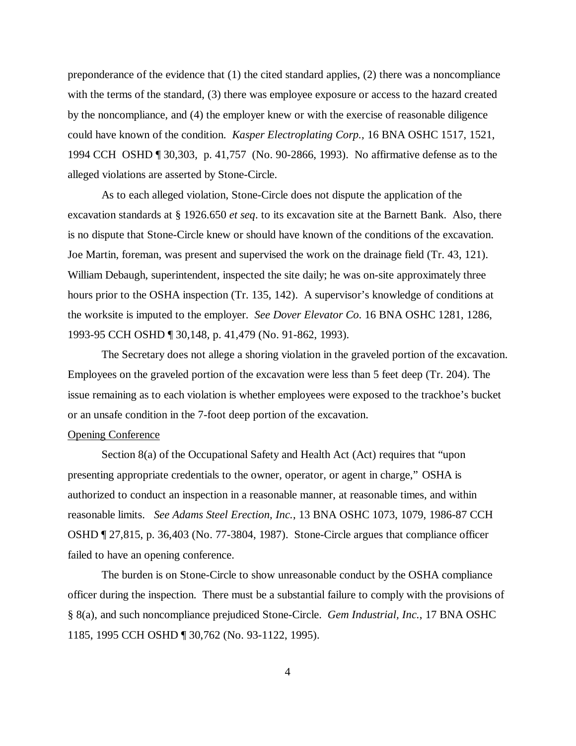preponderance of the evidence that (1) the cited standard applies, (2) there was a noncompliance with the terms of the standard, (3) there was employee exposure or access to the hazard created by the noncompliance, and (4) the employer knew or with the exercise of reasonable diligence could have known of the condition. *Kasper Electroplating Corp.*, 16 BNA OSHC 1517, 1521, 1994 CCH OSHD ¶ 30,303, p. 41,757 (No. 90-2866, 1993). No affirmative defense as to the alleged violations are asserted by Stone-Circle.

As to each alleged violation, Stone-Circle does not dispute the application of the excavation standards at § 1926.650 *et seq*. to its excavation site at the Barnett Bank. Also, there is no dispute that Stone-Circle knew or should have known of the conditions of the excavation. Joe Martin, foreman, was present and supervised the work on the drainage field (Tr. 43, 121). William Debaugh, superintendent, inspected the site daily; he was on-site approximately three hours prior to the OSHA inspection (Tr. 135, 142). A supervisor's knowledge of conditions at the worksite is imputed to the employer. *See Dover Elevator Co.* 16 BNA OSHC 1281, 1286, 1993-95 CCH OSHD ¶ 30,148, p. 41,479 (No. 91-862, 1993).

The Secretary does not allege a shoring violation in the graveled portion of the excavation. Employees on the graveled portion of the excavation were less than 5 feet deep (Tr. 204). The issue remaining as to each violation is whether employees were exposed to the trackhoe's bucket or an unsafe condition in the 7-foot deep portion of the excavation.

<u>Opening Conference</u>

Section 8(a) of the Occupational Safety and Health Act (Act) requires that "upon presenting appropriate credentials to the owner, operator, or agent in charge," OSHA is authorized to conduct an inspection in a reasonable manner, at reasonable times, and within reasonable limits. *See Adams Steel Erection, Inc.*, 13 BNA OSHC 1073, 1079, 1986-87 CCH OSHD ¶ 27,815, p. 36,403 (No. 77-3804, 1987). Stone-Circle argues that compliance officer failed to have an opening conference.

The burden is on Stone-Circle to show unreasonable conduct by the OSHA compliance officer during the inspection. There must be a substantial failure to comply with the provisions of § 8(a), and such noncompliance prejudiced Stone-Circle. *Gem Industrial, Inc.*, 17 BNA OSHC 1185, 1995 CCH OSHD ¶ 30,762 (No. 93-1122, 1995).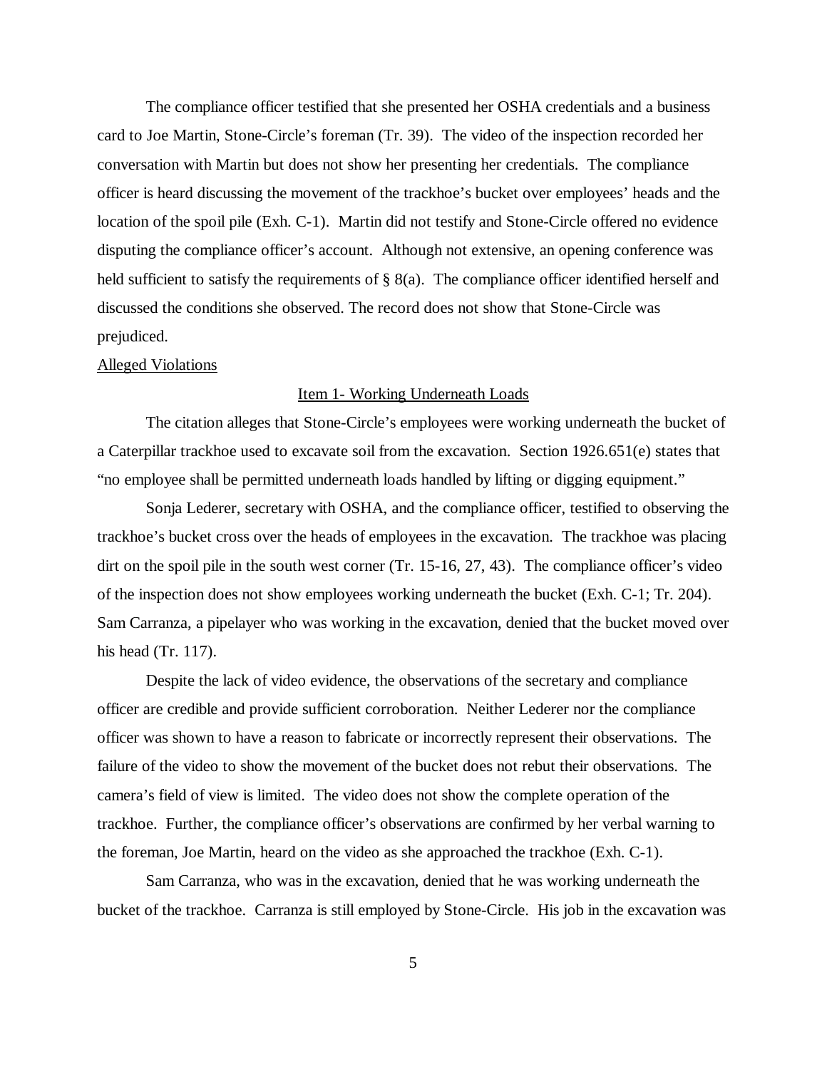The compliance officer testified that she presented her OSHA credentials and a business card to Joe Martin, Stone-Circle's foreman (Tr. 39). The video of the inspection recorded her conversation with Martin but does not show her presenting her credentials. The compliance officer is heard discussing the movement of the trackhoe's bucket over employees' heads and the location of the spoil pile (Exh. C-1). Martin did not testify and Stone-Circle offered no evidence disputing the compliance officer's account. Although not extensive, an opening conference was held sufficient to satisfy the requirements of § 8(a). The compliance officer identified herself and discussed the conditions she observed. The record does not show that Stone-Circle was prejudiced.

Alleged Violations

Item 1- Working Underneath Loads

The citation alleges that Stone-Circle's employees were working underneath the bucket of a Caterpillar trackhoe used to excavate soil from the excavation. Section 1926.651(e) states that "no employee shall be permitted underneath loads handled by lifting or digging equipment."

Sonja Lederer, secretary with OSHA, and the compliance officer, testified to observing the trackhoe's bucket cross over the heads of employees in the excavation. The trackhoe was placing dirt on the spoil pile in the south west corner (Tr. 15-16, 27, 43). The compliance officer's video of the inspection does not show employees working underneath the bucket (Exh. C-1; Tr. 204). Sam Carranza, a pipelayer who was working in the excavation, denied that the bucket moved over his head (Tr. 117).

Despite the lack of video evidence, the observations of the secretary and compliance officer are credible and provide sufficient corroboration. Neither Lederer nor the compliance officer was shown to have a reason to fabricate or incorrectly represent their observations. The failure of the video to show the movement of the bucket does not rebut their observations. The camera's field of view is limited. The video does not show the complete operation of the trackhoe. Further, the compliance officer's observations are confirmed by her verbal warning to the foreman, Joe Martin, heard on the video as she approached the trackhoe (Exh. C-1).

Sam Carranza, who was in the excavation, denied that he was working underneath the bucket of the trackhoe. Carranza is still employed by Stone-Circle. His job in the excavation was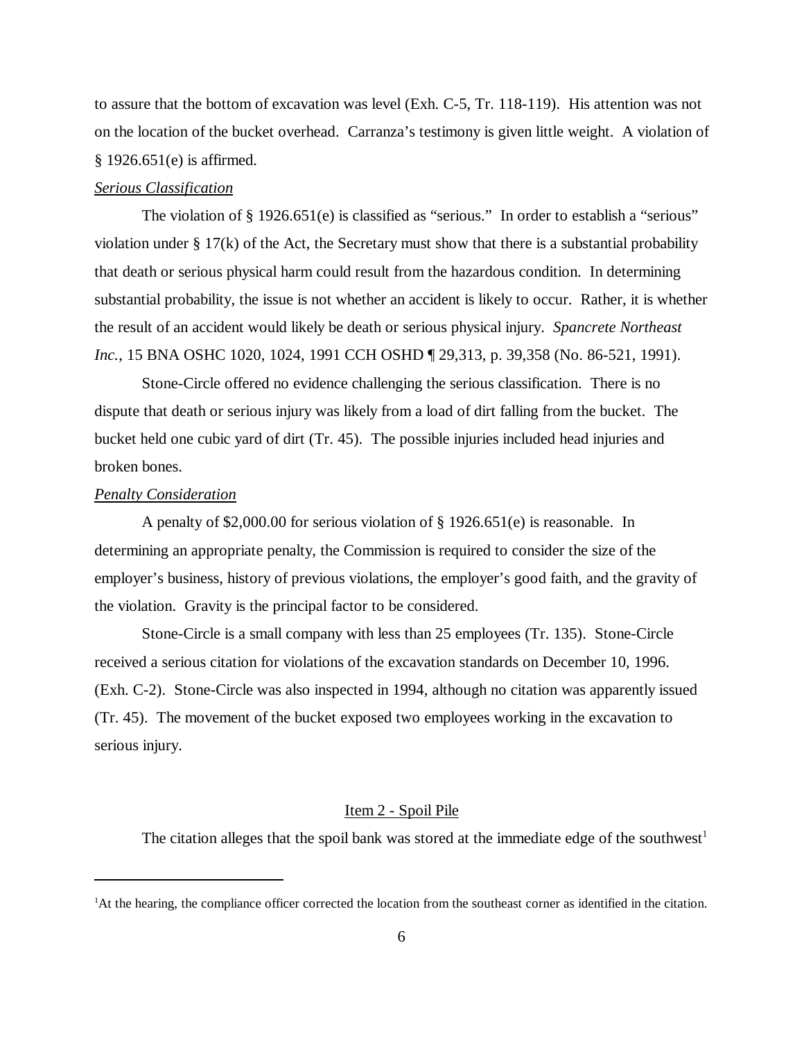to assure that the bottom of excavation was level (Exh. C-5, Tr. 118-119). His attention was not on the location of the bucket overhead. Carranza's testimony is given little weight. A violation of § 1926.651(e) is affirmed.

*Serious Classification*

The violation of § 1926.651(e) is classified as "serious." In order to establish a "serious" violation under § 17(k) of the Act, the Secretary must show that there is a substantial probability that death or serious physical harm could result from the hazardous condition. In determining substantial probability, the issue is not whether an accident is likely to occur. Rather, it is whether the result of an accident would likely be death or serious physical injury. *Spancrete Northeast Inc.*, 15 BNA OSHC 1020, 1024, 1991 CCH OSHD ¶ 29,313, p. 39,358 (No. 86-521, 1991).

Stone-Circle offered no evidence challenging the serious classification. There is no dispute that death or serious injury was likely from a load of dirt falling from the bucket. The bucket held one cubic yard of dirt (Tr. 45). The possible injuries included head injuries and broken bones.

*Penalty Consideration*

A penalty of $2,000.00 for serious violation of § 1926.651(e) is reasonable. In determining an appropriate penalty, the Commission is required to consider the size of the employer's business, history of previous violations, the employer's good faith, and the gravity of the violation. Gravity is the principal factor to be considered.

Stone-Circle is a small company with less than 25 employees (Tr. 135). Stone-Circle received a serious citation for violations of the excavation standards on December 10, 1996. (Exh. C-2). Stone-Circle was also inspected in 1994, although no citation was apparently issued (Tr. 45). The movement of the bucket exposed two employees working in the excavation to serious injury.

Item 2 - Spoil Pile

The citation alleges that the spoil bank was stored at the immediate edge of the southwest[1]

---

[1]At the hearing, the compliance officer corrected the location from the southeast corner as identified in the citation.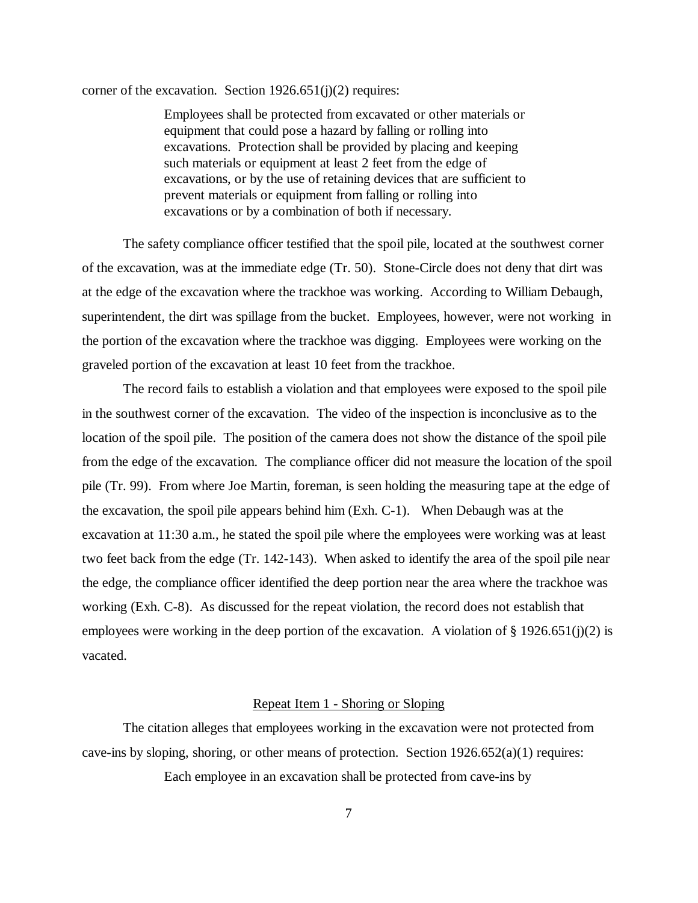corner of the excavation. Section 1926.651(j)(2) requires:

> Employees shall be protected from excavated or other materials or equipment that could pose a hazard by falling or rolling into excavations. Protection shall be provided by placing and keeping such materials or equipment at least 2 feet from the edge of excavations, or by the use of retaining devices that are sufficient to prevent materials or equipment from falling or rolling into excavations or by a combination of both if necessary.

The safety compliance officer testified that the spoil pile, located at the southwest corner of the excavation, was at the immediate edge (Tr. 50). Stone-Circle does not deny that dirt was at the edge of the excavation where the trackhoe was working. According to William Debaugh, superintendent, the dirt was spillage from the bucket. Employees, however, were not working in the portion of the excavation where the trackhoe was digging. Employees were working on the graveled portion of the excavation at least 10 feet from the trackhoe.

The record fails to establish a violation and that employees were exposed to the spoil pile in the southwest corner of the excavation. The video of the inspection is inconclusive as to the location of the spoil pile. The position of the camera does not show the distance of the spoil pile from the edge of the excavation. The compliance officer did not measure the location of the spoil pile (Tr. 99). From where Joe Martin, foreman, is seen holding the measuring tape at the edge of the excavation, the spoil pile appears behind him (Exh. C-1). When Debaugh was at the excavation at 11:30 a.m., he stated the spoil pile where the employees were working was at least two feet back from the edge (Tr. 142-143). When asked to identify the area of the spoil pile near the edge, the compliance officer identified the deep portion near the area where the trackhoe was working (Exh. C-8). As discussed for the repeat violation, the record does not establish that employees were working in the deep portion of the excavation. A violation of § 1926.651(j)(2) is vacated.

## Repeat Item 1 - Shoring or Sloping

The citation alleges that employees working in the excavation were not protected from cave-ins by sloping, shoring, or other means of protection. Section 1926.652(a)(1) requires:

> Each employee in an excavation shall be protected from cave-ins by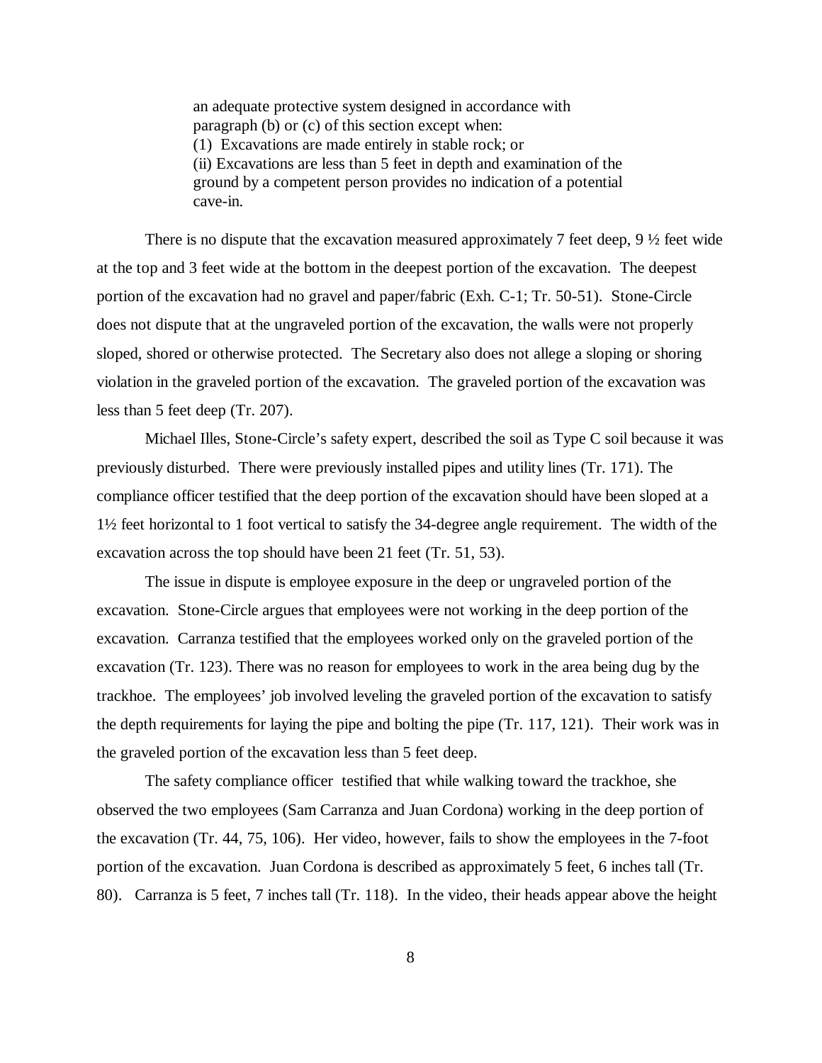> an adequate protective system designed in accordance with paragraph (b) or (c) of this section except when:
> (1) Excavations are made entirely in stable rock; or
> (ii) Excavations are less than 5 feet in depth and examination of the ground by a competent person provides no indication of a potential cave-in.

There is no dispute that the excavation measured approximately 7 feet deep, 9 ½ feet wide at the top and 3 feet wide at the bottom in the deepest portion of the excavation. The deepest portion of the excavation had no gravel and paper/fabric (Exh. C-1; Tr. 50-51). Stone-Circle does not dispute that at the ungraveled portion of the excavation, the walls were not properly sloped, shored or otherwise protected. The Secretary also does not allege a sloping or shoring violation in the graveled portion of the excavation. The graveled portion of the excavation was less than 5 feet deep (Tr. 207).

Michael Illes, Stone-Circle's safety expert, described the soil as Type C soil because it was previously disturbed. There were previously installed pipes and utility lines (Tr. 171). The compliance officer testified that the deep portion of the excavation should have been sloped at a 1½ feet horizontal to 1 foot vertical to satisfy the 34-degree angle requirement. The width of the excavation across the top should have been 21 feet (Tr. 51, 53).

The issue in dispute is employee exposure in the deep or ungraveled portion of the excavation. Stone-Circle argues that employees were not working in the deep portion of the excavation. Carranza testified that the employees worked only on the graveled portion of the excavation (Tr. 123). There was no reason for employees to work in the area being dug by the trackhoe. The employees' job involved leveling the graveled portion of the excavation to satisfy the depth requirements for laying the pipe and bolting the pipe (Tr. 117, 121). Their work was in the graveled portion of the excavation less than 5 feet deep.

The safety compliance officer testified that while walking toward the trackhoe, she observed the two employees (Sam Carranza and Juan Cordona) working in the deep portion of the excavation (Tr. 44, 75, 106). Her video, however, fails to show the employees in the 7-foot portion of the excavation. Juan Cordona is described as approximately 5 feet, 6 inches tall (Tr. 80). Carranza is 5 feet, 7 inches tall (Tr. 118). In the video, their heads appear above the height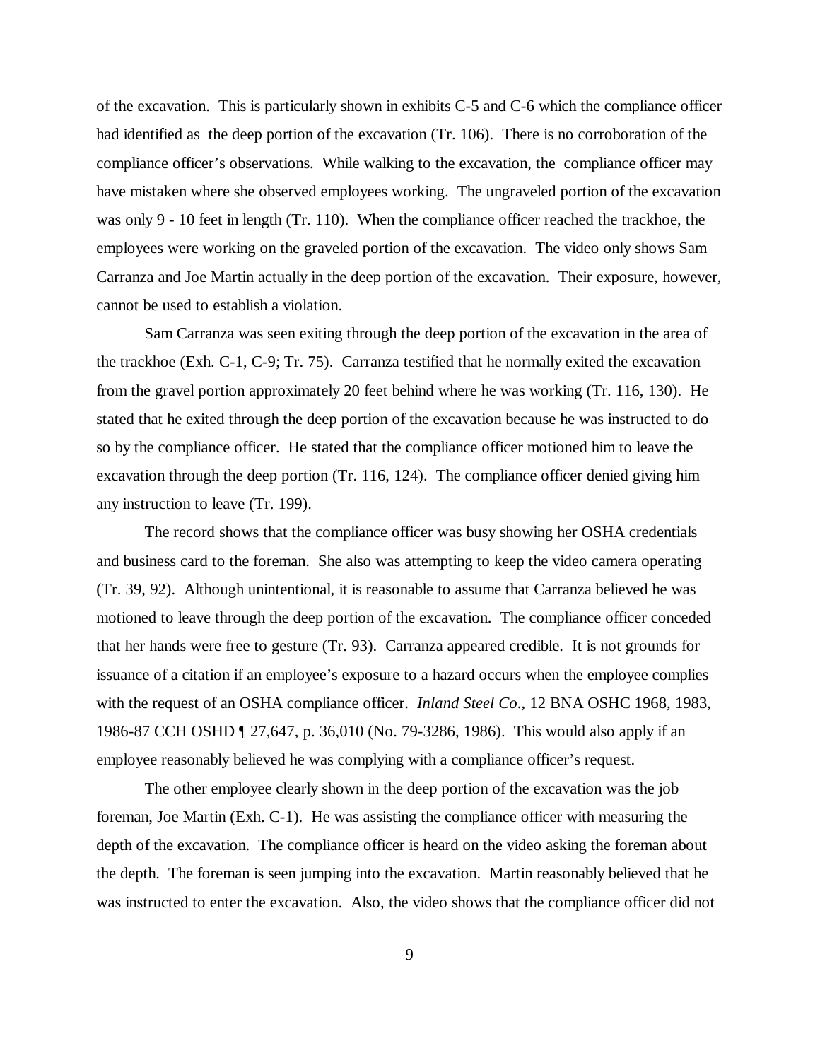of the excavation. This is particularly shown in exhibits C-5 and C-6 which the compliance officer had identified as the deep portion of the excavation (Tr. 106). There is no corroboration of the compliance officer's observations. While walking to the excavation, the compliance officer may have mistaken where she observed employees working. The ungraveled portion of the excavation was only 9 - 10 feet in length (Tr. 110). When the compliance officer reached the trackhoe, the employees were working on the graveled portion of the excavation. The video only shows Sam Carranza and Joe Martin actually in the deep portion of the excavation. Their exposure, however, cannot be used to establish a violation.

Sam Carranza was seen exiting through the deep portion of the excavation in the area of the trackhoe (Exh. C-1, C-9; Tr. 75). Carranza testified that he normally exited the excavation from the gravel portion approximately 20 feet behind where he was working (Tr. 116, 130). He stated that he exited through the deep portion of the excavation because he was instructed to do so by the compliance officer. He stated that the compliance officer motioned him to leave the excavation through the deep portion (Tr. 116, 124). The compliance officer denied giving him any instruction to leave (Tr. 199).

The record shows that the compliance officer was busy showing her OSHA credentials and business card to the foreman. She also was attempting to keep the video camera operating (Tr. 39, 92). Although unintentional, it is reasonable to assume that Carranza believed he was motioned to leave through the deep portion of the excavation. The compliance officer conceded that her hands were free to gesture (Tr. 93). Carranza appeared credible. It is not grounds for issuance of a citation if an employee's exposure to a hazard occurs when the employee complies with the request of an OSHA compliance officer. *Inland Steel Co*., 12 BNA OSHC 1968, 1983, 1986-87 CCH OSHD ¶ 27,647, p. 36,010 (No. 79-3286, 1986). This would also apply if an employee reasonably believed he was complying with a compliance officer's request.

The other employee clearly shown in the deep portion of the excavation was the job foreman, Joe Martin (Exh. C-1). He was assisting the compliance officer with measuring the depth of the excavation. The compliance officer is heard on the video asking the foreman about the depth. The foreman is seen jumping into the excavation. Martin reasonably believed that he was instructed to enter the excavation. Also, the video shows that the compliance officer did not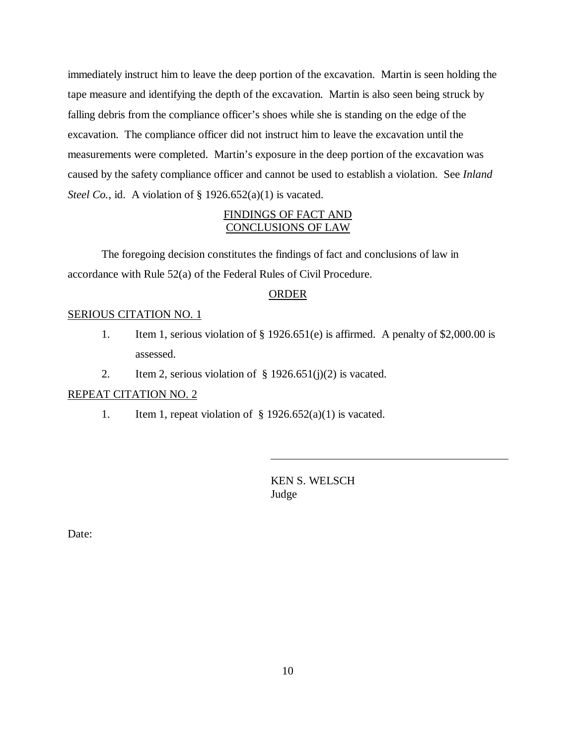immediately instruct him to leave the deep portion of the excavation. Martin is seen holding the tape measure and identifying the depth of the excavation. Martin is also seen being struck by falling debris from the compliance officer's shoes while she is standing on the edge of the excavation. The compliance officer did not instruct him to leave the excavation until the measurements were completed. Martin's exposure in the deep portion of the excavation was caused by the safety compliance officer and cannot be used to establish a violation. See *Inland Steel Co.*, id. A violation of § 1926.652(a)(1) is vacated.

## FINDINGS OF FACT AND CONCLUSIONS OF LAW

The foregoing decision constitutes the findings of fact and conclusions of law in accordance with Rule 52(a) of the Federal Rules of Civil Procedure.

## ORDER

SERIOUS CITATION NO. 1

1. Item 1, serious violation of § 1926.651(e) is affirmed. A penalty of $2,000.00 is assessed.
2. Item 2, serious violation of § 1926.651(j)(2) is vacated.

REPEAT CITATION NO. 2

1. Item 1, repeat violation of § 1926.652(a)(1) is vacated.

KEN S. WELSCH
Judge

Date: